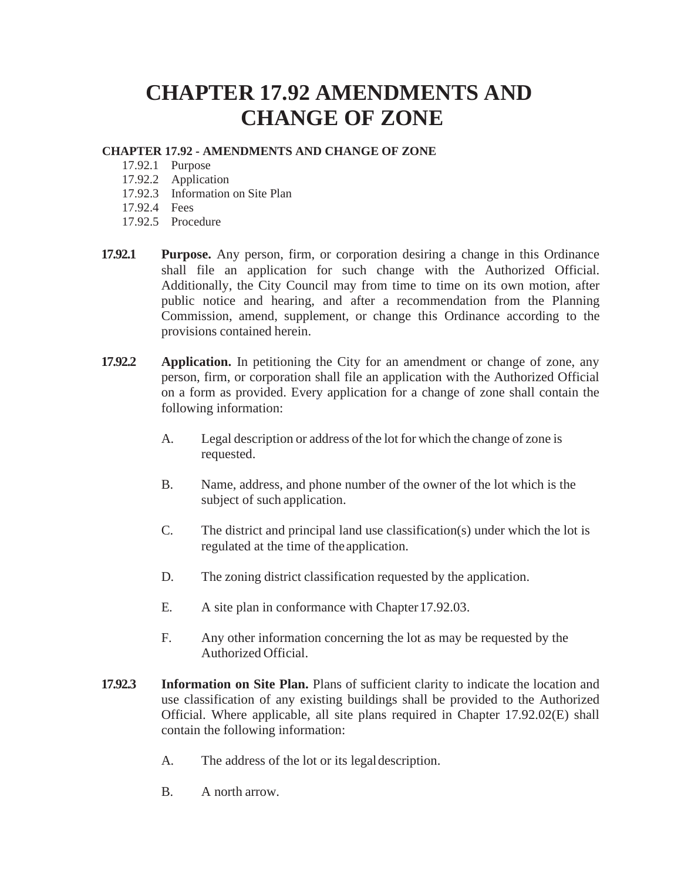# CHAPTER 17.92 AMENDMENTS AND CHANGE OF ZONE

**CHAPTER 17.92 - AMENDMENTS AND CHANGE OF ZONE**

- 17.92.1 Purpose
- 17.92.2 Application
- 17.92.3 Information on Site Plan
- 17.92.4 Fees
- 17.92.5 Procedure

**17.92.1** **Purpose.** Any person, firm, or corporation desiring a change in this Ordinance shall file an application for such change with the Authorized Official. Additionally, the City Council may from time to time on its own motion, after public notice and hearing, and after a recommendation from the Planning Commission, amend, supplement, or change this Ordinance according to the provisions contained herein.

**17.92.2** **Application.** In petitioning the City for an amendment or change of zone, any person, firm, or corporation shall file an application with the Authorized Official on a form as provided. Every application for a change of zone shall contain the following information:

A. Legal description or address of the lot for which the change of zone is requested.

B. Name, address, and phone number of the owner of the lot which is the subject of such application.

C. The district and principal land use classification(s) under which the lot is regulated at the time of the application.

D. The zoning district classification requested by the application.

E. A site plan in conformance with Chapter 17.92.03.

F. Any other information concerning the lot as may be requested by the Authorized Official.

**17.92.3** **Information on Site Plan.** Plans of sufficient clarity to indicate the location and use classification of any existing buildings shall be provided to the Authorized Official. Where applicable, all site plans required in Chapter 17.92.02(E) shall contain the following information:

A. The address of the lot or its legal description.

B. A north arrow.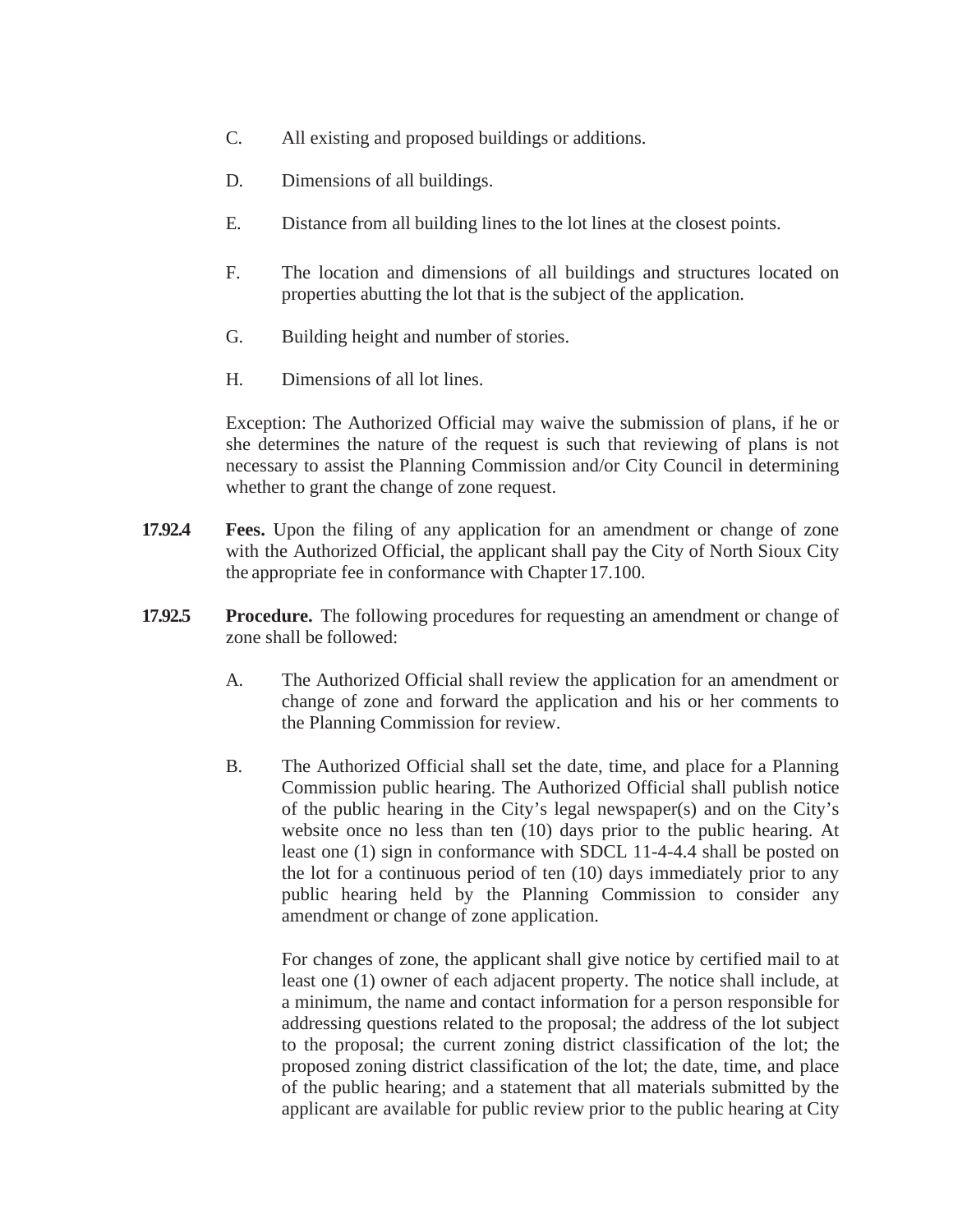C. All existing and proposed buildings or additions.

D. Dimensions of all buildings.

E. Distance from all building lines to the lot lines at the closest points.

F. The location and dimensions of all buildings and structures located on properties abutting the lot that is the subject of the application.

G. Building height and number of stories.

H. Dimensions of all lot lines.

Exception: The Authorized Official may waive the submission of plans, if he or she determines the nature of the request is such that reviewing of plans is not necessary to assist the Planning Commission and/or City Council in determining whether to grant the change of zone request.

**17.92.4** **Fees.** Upon the filing of any application for an amendment or change of zone with the Authorized Official, the applicant shall pay the City of North Sioux City the appropriate fee in conformance with Chapter 17.100.

**17.92.5** **Procedure.** The following procedures for requesting an amendment or change of zone shall be followed:

A. The Authorized Official shall review the application for an amendment or change of zone and forward the application and his or her comments to the Planning Commission for review.

B. The Authorized Official shall set the date, time, and place for a Planning Commission public hearing. The Authorized Official shall publish notice of the public hearing in the City's legal newspaper(s) and on the City's website once no less than ten (10) days prior to the public hearing. At least one (1) sign in conformance with SDCL 11-4-4.4 shall be posted on the lot for a continuous period of ten (10) days immediately prior to any public hearing held by the Planning Commission to consider any amendment or change of zone application.

For changes of zone, the applicant shall give notice by certified mail to at least one (1) owner of each adjacent property. The notice shall include, at a minimum, the name and contact information for a person responsible for addressing questions related to the proposal; the address of the lot subject to the proposal; the current zoning district classification of the lot; the proposed zoning district classification of the lot; the date, time, and place of the public hearing; and a statement that all materials submitted by the applicant are available for public review prior to the public hearing at City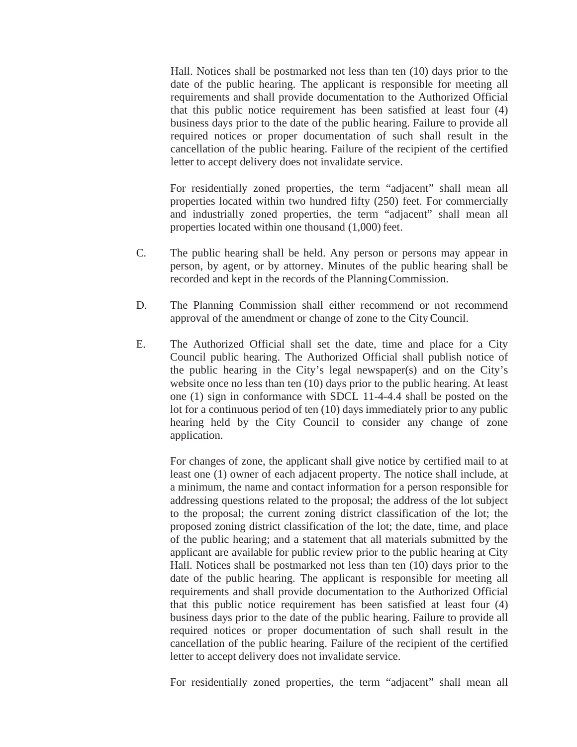Hall. Notices shall be postmarked not less than ten (10) days prior to the date of the public hearing. The applicant is responsible for meeting all requirements and shall provide documentation to the Authorized Official that this public notice requirement has been satisfied at least four (4) business days prior to the date of the public hearing. Failure to provide all required notices or proper documentation of such shall result in the cancellation of the public hearing. Failure of the recipient of the certified letter to accept delivery does not invalidate service.

For residentially zoned properties, the term "adjacent" shall mean all properties located within two hundred fifty (250) feet. For commercially and industrially zoned properties, the term "adjacent" shall mean all properties located within one thousand (1,000) feet.

C. The public hearing shall be held. Any person or persons may appear in person, by agent, or by attorney. Minutes of the public hearing shall be recorded and kept in the records of the Planning Commission.

D. The Planning Commission shall either recommend or not recommend approval of the amendment or change of zone to the City Council.

E. The Authorized Official shall set the date, time and place for a City Council public hearing. The Authorized Official shall publish notice of the public hearing in the City's legal newspaper(s) and on the City's website once no less than ten (10) days prior to the public hearing. At least one (1) sign in conformance with SDCL 11-4-4.4 shall be posted on the lot for a continuous period of ten (10) days immediately prior to any public hearing held by the City Council to consider any change of zone application.

For changes of zone, the applicant shall give notice by certified mail to at least one (1) owner of each adjacent property. The notice shall include, at a minimum, the name and contact information for a person responsible for addressing questions related to the proposal; the address of the lot subject to the proposal; the current zoning district classification of the lot; the proposed zoning district classification of the lot; the date, time, and place of the public hearing; and a statement that all materials submitted by the applicant are available for public review prior to the public hearing at City Hall. Notices shall be postmarked not less than ten (10) days prior to the date of the public hearing. The applicant is responsible for meeting all requirements and shall provide documentation to the Authorized Official that this public notice requirement has been satisfied at least four (4) business days prior to the date of the public hearing. Failure to provide all required notices or proper documentation of such shall result in the cancellation of the public hearing. Failure of the recipient of the certified letter to accept delivery does not invalidate service.

For residentially zoned properties, the term "adjacent" shall mean all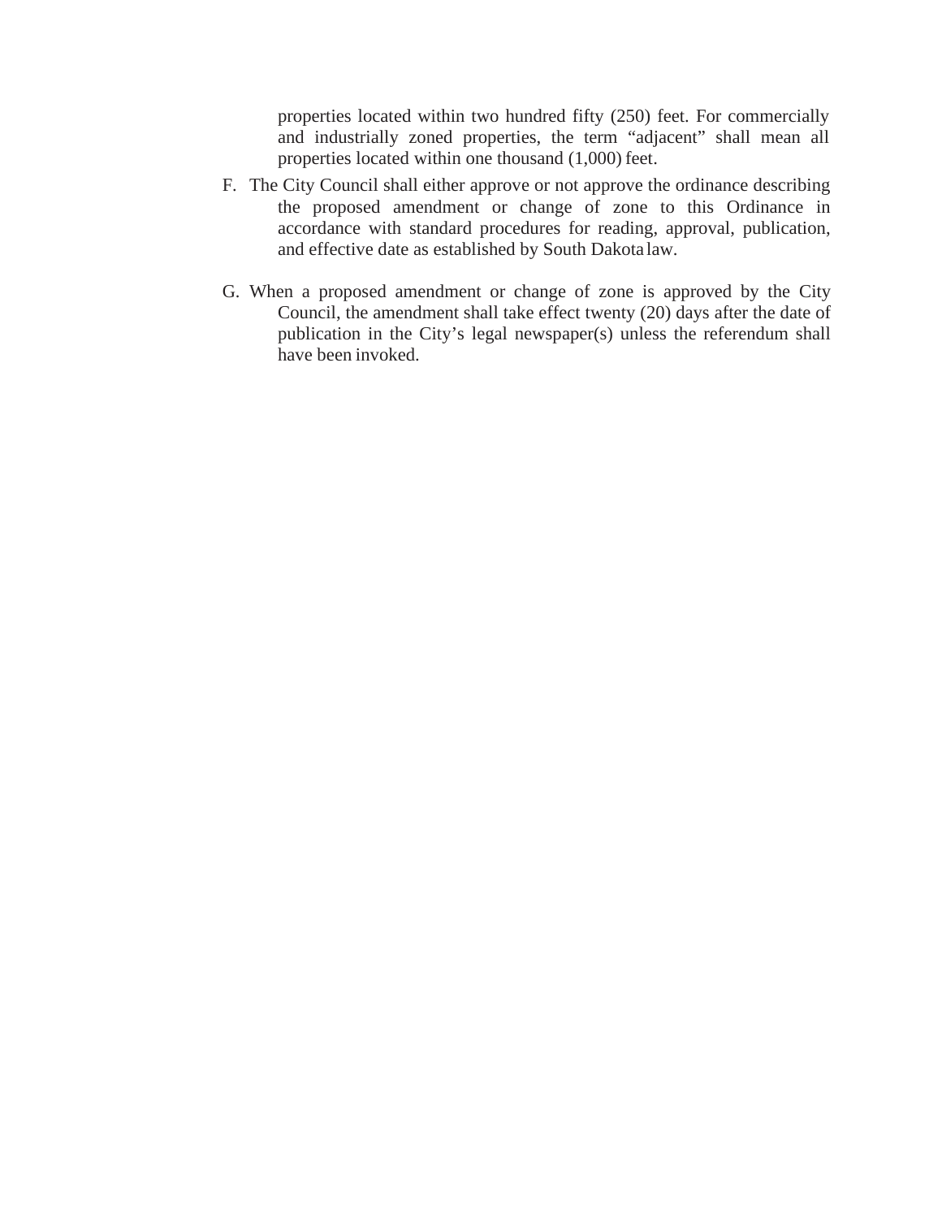properties located within two hundred fifty (250) feet. For commercially and industrially zoned properties, the term “adjacent” shall mean all properties located within one thousand (1,000) feet.

F. The City Council shall either approve or not approve the ordinance describing the proposed amendment or change of zone to this Ordinance in accordance with standard procedures for reading, approval, publication, and effective date as established by South Dakota law.

G. When a proposed amendment or change of zone is approved by the City Council, the amendment shall take effect twenty (20) days after the date of publication in the City’s legal newspaper(s) unless the referendum shall have been invoked.